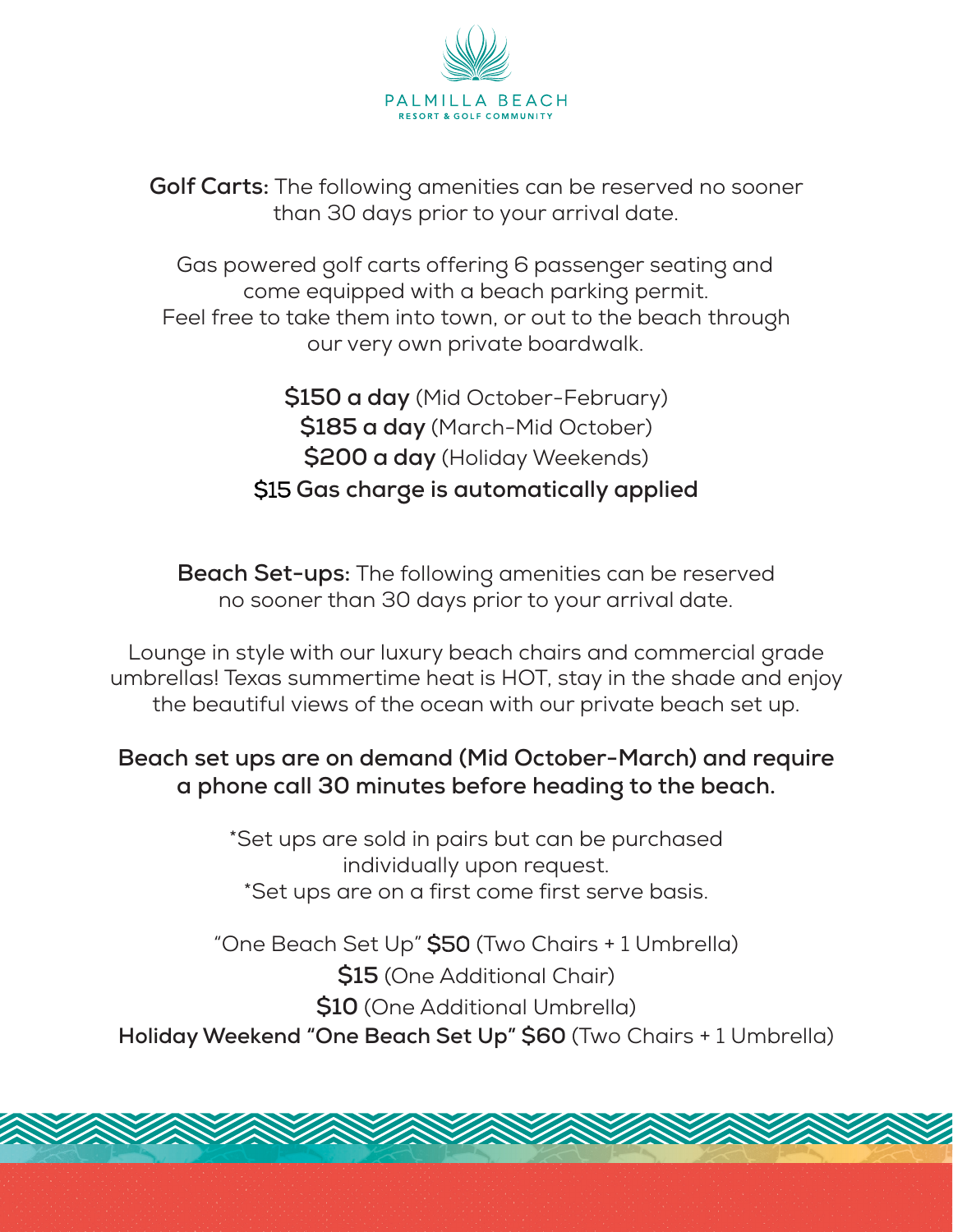PALMILLA BEACH
RESORT & GOLF COMMUNITY

**Golf Carts:** The following amenities can be reserved no sooner than 30 days prior to your arrival date.

Gas powered golf carts offering 6 passenger seating and come equipped with a beach parking permit.
Feel free to take them into town, or out to the beach through our very own private boardwalk.

**$150 a day** (Mid October-February)
**$185 a day** (March-Mid October)
**$200 a day** (Holiday Weekends)
**$15 Gas charge is automatically applied**

**Beach Set-ups:** The following amenities can be reserved no sooner than 30 days prior to your arrival date.

Lounge in style with our luxury beach chairs and commercial grade umbrellas! Texas summertime heat is HOT, stay in the shade and enjoy the beautiful views of the ocean with our private beach set up.

**Beach set ups are on demand (Mid October-March) and require a phone call 30 minutes before heading to the beach.**

*Set ups are sold in pairs but can be purchased individually upon request.
*Set ups are on a first come first serve basis.

"One Beach Set Up" **$50** (Two Chairs + 1 Umbrella)
**$15** (One Additional Chair)
**$10** (One Additional Umbrella)
**Holiday Weekend "One Beach Set Up" $60** (Two Chairs + 1 Umbrella)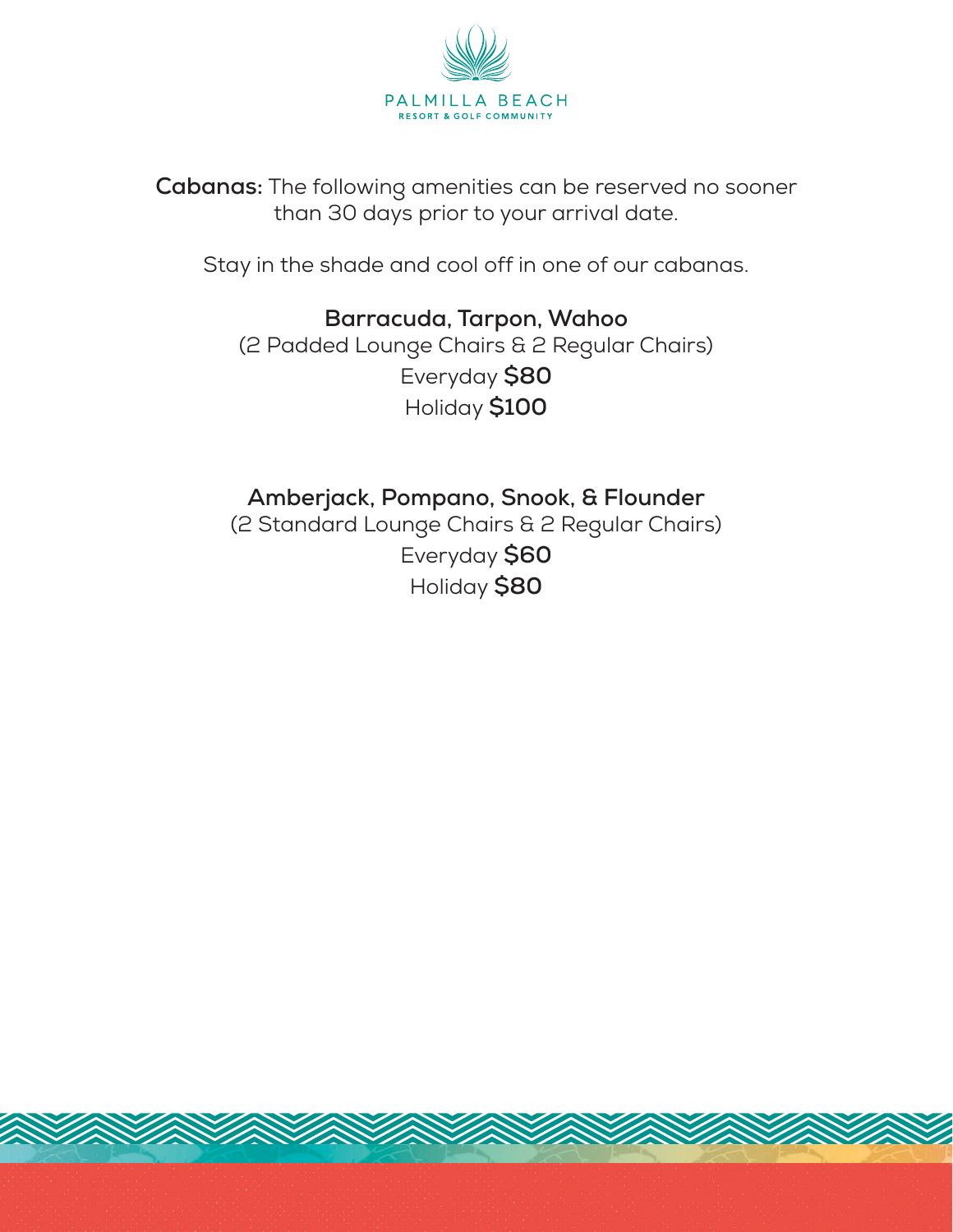PALMILLA BEACH
RESORT & GOLF COMMUNITY

**Cabanas:** The following amenities can be reserved no sooner than 30 days prior to your arrival date.

Stay in the shade and cool off in one of our cabanas.

**Barracuda, Tarpon, Wahoo**
(2 Padded Lounge Chairs & 2 Regular Chairs)
Everyday **$80**
Holiday **$100**

**Amberjack, Pompano, Snook, & Flounder**
(2 Standard Lounge Chairs & 2 Regular Chairs)
Everyday **$60**
Holiday **$80**